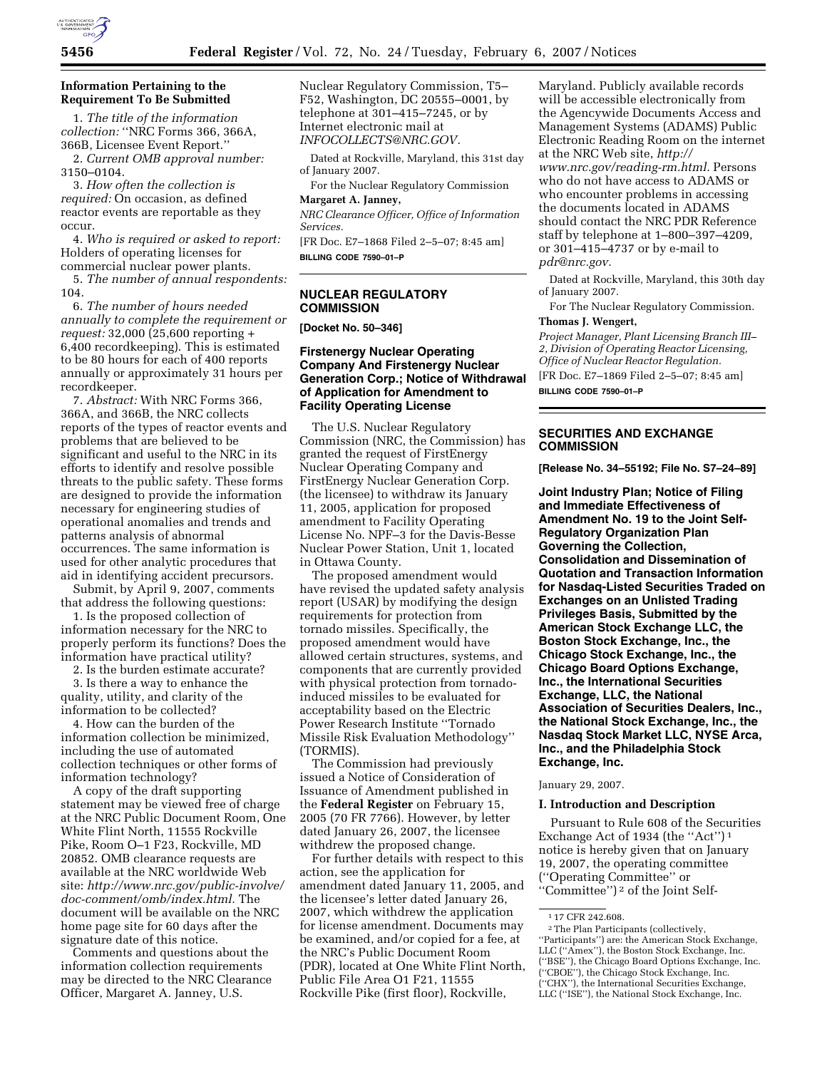### Information Pertaining to the Requirement To Be Submitted

1. *The title of the information collection:* ''NRC Forms 366, 366A, 366B, Licensee Event Report.''

2. *Current OMB approval number:* 3150–0104.

3. *How often the collection is required:* On occasion, as defined reactor events are reportable as they occur.

4. *Who is required or asked to report:* Holders of operating licenses for commercial nuclear power plants.

5. *The number of annual respondents:* 104.

6. *The number of hours needed annually to complete the requirement or request:* 32,000 (25,600 reporting + 6,400 recordkeeping). This is estimated to be 80 hours for each of 400 reports annually or approximately 31 hours per recordkeeper.

7. *Abstract:* With NRC Forms 366, 366A, and 366B, the NRC collects reports of the types of reactor events and problems that are believed to be significant and useful to the NRC in its efforts to identify and resolve possible threats to the public safety. These forms are designed to provide the information necessary for engineering studies of operational anomalies and trends and patterns analysis of abnormal occurrences. The same information is used for other analytic procedures that aid in identifying accident precursors.

Submit, by April 9, 2007, comments that address the following questions:

1. Is the proposed collection of information necessary for the NRC to properly perform its functions? Does the information have practical utility?

2. Is the burden estimate accurate?

3. Is there a way to enhance the quality, utility, and clarity of the information to be collected?

4. How can the burden of the information collection be minimized, including the use of automated collection techniques or other forms of information technology?

A copy of the draft supporting statement may be viewed free of charge at the NRC Public Document Room, One White Flint North, 11555 Rockville Pike, Room O–1 F23, Rockville, MD 20852. OMB clearance requests are available at the NRC worldwide Web site: *http://www.nrc.gov/public-involve/doc-comment/omb/index.html.* The document will be available on the NRC home page site for 60 days after the signature date of this notice.

Comments and questions about the information collection requirements may be directed to the NRC Clearance Officer, Margaret A. Janney, U.S. Nuclear Regulatory Commission, T5–F52, Washington, DC 20555–0001, by telephone at 301–415–7245, or by Internet electronic mail at *INFOCOLLECTS@NRC.GOV.*

Dated at Rockville, Maryland, this 31st day of January 2007.

For the Nuclear Regulatory Commission

**Margaret A. Janney,**

*NRC Clearance Officer, Office of Information Services.*

[FR Doc. E7–1868 Filed 2–5–07; 8:45 am]

**BILLING CODE 7590–01–P**

---

## NUCLEAR REGULATORY COMMISSION

**[Docket No. 50–346]**

### Firstenergy Nuclear Operating Company And Firstenergy Nuclear Generation Corp.; Notice of Withdrawal of Application for Amendment to Facility Operating License

The U.S. Nuclear Regulatory Commission (NRC, the Commission) has granted the request of FirstEnergy Nuclear Operating Company and FirstEnergy Nuclear Generation Corp. (the licensee) to withdraw its January 11, 2005, application for proposed amendment to Facility Operating License No. NPF–3 for the Davis-Besse Nuclear Power Station, Unit 1, located in Ottawa County.

The proposed amendment would have revised the updated safety analysis report (USAR) by modifying the design requirements for protection from tornado missiles. Specifically, the proposed amendment would have allowed certain structures, systems, and components that are currently provided with physical protection from tornado-induced missiles to be evaluated for acceptability based on the Electric Power Research Institute ''Tornado Missile Risk Evaluation Methodology'' (TORMIS).

The Commission had previously issued a Notice of Consideration of Issuance of Amendment published in the **Federal Register** on February 15, 2005 (70 FR 7766). However, by letter dated January 26, 2007, the licensee withdrew the proposed change.

For further details with respect to this action, see the application for amendment dated January 11, 2005, and the licensee's letter dated January 26, 2007, which withdrew the application for license amendment. Documents may be examined, and/or copied for a fee, at the NRC's Public Document Room (PDR), located at One White Flint North, Public File Area O1 F21, 11555 Rockville Pike (first floor), Rockville, Maryland. Publicly available records will be accessible electronically from the Agencywide Documents Access and Management Systems (ADAMS) Public Electronic Reading Room on the internet at the NRC Web site, *http://www.nrc.gov/reading-rm.html.* Persons who do not have access to ADAMS or who encounter problems in accessing the documents located in ADAMS should contact the NRC PDR Reference staff by telephone at 1–800–397–4209, or 301–415–4737 or by e-mail to *pdr@nrc.gov.*

Dated at Rockville, Maryland, this 30th day of January 2007.

For The Nuclear Regulatory Commission.

**Thomas J. Wengert,**

*Project Manager, Plant Licensing Branch III–2, Division of Operating Reactor Licensing, Office of Nuclear Reactor Regulation.*

[FR Doc. E7–1869 Filed 2–5–07; 8:45 am]

**BILLING CODE 7590–01–P**

---

## SECURITIES AND EXCHANGE COMMISSION

**[Release No. 34–55192; File No. S7–24–89]**

### Joint Industry Plan; Notice of Filing and Immediate Effectiveness of Amendment No. 19 to the Joint Self-Regulatory Organization Plan Governing the Collection, Consolidation and Dissemination of Quotation and Transaction Information for Nasdaq-Listed Securities Traded on Exchanges on an Unlisted Trading Privileges Basis, Submitted by the American Stock Exchange LLC, the Boston Stock Exchange, Inc., the Chicago Stock Exchange, Inc., the Chicago Board Options Exchange, Inc., the International Securities Exchange, LLC, the National Association of Securities Dealers, Inc., the National Stock Exchange, Inc., the Nasdaq Stock Market LLC, NYSE Arca, Inc., and the Philadelphia Stock Exchange, Inc.

January 29, 2007.

#### I. Introduction and Description

Pursuant to Rule 608 of the Securities Exchange Act of 1934 (the ''Act'') [1] notice is hereby given that on January 19, 2007, the operating committee (''Operating Committee'' or ''Committee'') [2] of the Joint Self-

[1] 17 CFR 242.608.

[2] The Plan Participants (collectively, ''Participants'') are: the American Stock Exchange, LLC (''Amex''), the Boston Stock Exchange, Inc. (''BSE''), the Chicago Board Options Exchange, Inc. (''CBOE''), the Chicago Stock Exchange, Inc. (''CHX''), the International Securities Exchange, LLC (''ISE''), the National Stock Exchange, Inc.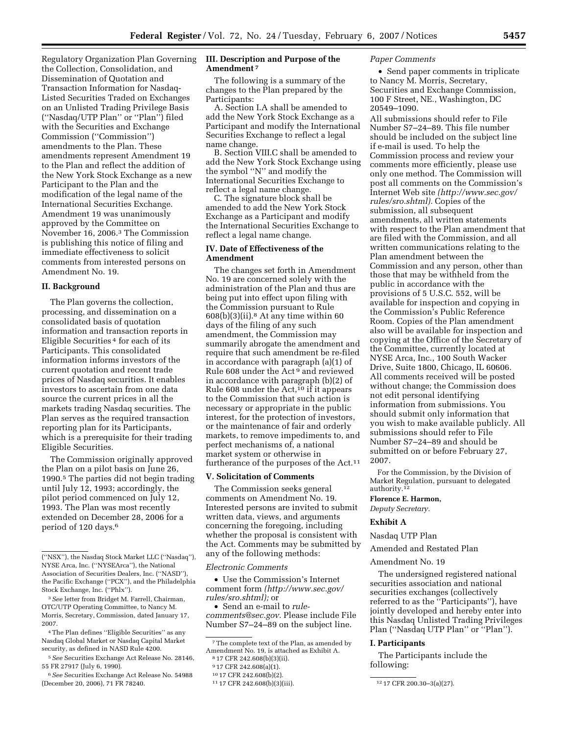Regulatory Organization Plan Governing the Collection, Consolidation, and Dissemination of Quotation and Transaction Information for Nasdaq-Listed Securities Traded on Exchanges on an Unlisted Trading Privilege Basis (''Nasdaq/UTP Plan'' or ''Plan'') filed with the Securities and Exchange Commission (''Commission'') amendments to the Plan. These amendments represent Amendment 19 to the Plan and reflect the addition of the New York Stock Exchange as a new Participant to the Plan and the modification of the legal name of the International Securities Exchange. Amendment 19 was unanimously approved by the Committee on November 16, 2006.[3] The Commission is publishing this notice of filing and immediate effectiveness to solicit comments from interested persons on Amendment No. 19.

## II. Background

The Plan governs the collection, processing, and dissemination on a consolidated basis of quotation information and transaction reports in Eligible Securities[4] for each of its Participants. This consolidated information informs investors of the current quotation and recent trade prices of Nasdaq securities. It enables investors to ascertain from one data source the current prices in all the markets trading Nasdaq securities. The Plan serves as the required transaction reporting plan for its Participants, which is a prerequisite for their trading Eligible Securities.

The Commission originally approved the Plan on a pilot basis on June 26, 1990.[5] The parties did not begin trading until July 12, 1993; accordingly, the pilot period commenced on July 12, 1993. The Plan was most recently extended on December 28, 2006 for a period of 120 days.[6]

## III. Description and Purpose of the Amendment[7]

The following is a summary of the changes to the Plan prepared by the Participants:

A. Section I.A shall be amended to add the New York Stock Exchange as a Participant and modify the International Securities Exchange to reflect a legal name change.

B. Section VIII.C shall be amended to add the New York Stock Exchange using the symbol ''N'' and modify the International Securities Exchange to reflect a legal name change.

C. The signature block shall be amended to add the New York Stock Exchange as a Participant and modify the International Securities Exchange to reflect a legal name change.

## IV. Date of Effectiveness of the Amendment

The changes set forth in Amendment No. 19 are concerned solely with the administration of the Plan and thus are being put into effect upon filing with the Commission pursuant to Rule 608(b)(3)(ii).[8] At any time within 60 days of the filing of any such amendment, the Commission may summarily abrogate the amendment and require that such amendment be re-filed in accordance with paragraph (a)(1) of Rule 608 under the Act[9] and reviewed in accordance with paragraph (b)(2) of Rule 608 under the Act,[10] if it appears to the Commission that such action is necessary or appropriate in the public interest, for the protection of investors, or the maintenance of fair and orderly markets, to remove impediments to, and perfect mechanisms of, a national market system or otherwise in furtherance of the purposes of the Act.[11]

## V. Solicitation of Comments

The Commission seeks general comments on Amendment No. 19. Interested persons are invited to submit written data, views, and arguments concerning the foregoing, including whether the proposal is consistent with the Act. Comments may be submitted by any of the following methods:

*Electronic Comments*

- Use the Commission's Internet comment form *(http://www.sec.gov/rules/sro.shtml);* or
- Send an e-mail to *rule-comments@sec.gov*. Please include File Number S7–24–89 on the subject line.

*Paper Comments*

- Send paper comments in triplicate to Nancy M. Morris, Secretary, Securities and Exchange Commission, 100 F Street, NE., Washington, DC 20549–1090.

All submissions should refer to File Number S7–24–89. This file number should be included on the subject line if e-mail is used. To help the Commission process and review your comments more efficiently, please use only one method. The Commission will post all comments on the Commission's Internet Web site *(http://www.sec.gov/rules/sro.shtml).* Copies of the submission, all subsequent amendments, all written statements with respect to the Plan amendment that are filed with the Commission, and all written communications relating to the Plan amendment between the Commission and any person, other than those that may be withheld from the public in accordance with the provisions of 5 U.S.C. 552, will be available for inspection and copying in the Commission's Public Reference Room. Copies of the Plan amendment also will be available for inspection and copying at the Office of the Secretary of the Committee, currently located at NYSE Arca, Inc., 100 South Wacker Drive, Suite 1800, Chicago, IL 60606. All comments received will be posted without change; the Commission does not edit personal identifying information from submissions. You should submit only information that you wish to make available publicly. All submissions should refer to File Number S7–24–89 and should be submitted on or before February 27, 2007.

For the Commission, by the Division of Market Regulation, pursuant to delegated authority.[12]

**Florence E. Harmon,**

*Deputy Secretary.*

## Exhibit A

Nasdaq UTP Plan

Amended and Restated Plan

Amendment No. 19

The undersigned registered national securities association and national securities exchanges (collectively referred to as the ''Participants''), have jointly developed and hereby enter into this Nasdaq Unlisted Trading Privileges Plan (''Nasdaq UTP Plan'' or ''Plan'').

## I. Participants

The Participants include the following:

---

(''NSX''), the Nasdaq Stock Market LLC (''Nasdaq''), NYSE Arca, Inc. (''NYSEArca''), the National Association of Securities Dealers, Inc. (''NASD''), the Pacific Exchange (''PCX''), and the Philadelphia Stock Exchange, Inc. (''Phlx'').

[3] *See* letter from Bridget M. Farrell, Chairman, OTC/UTP Operating Committee, to Nancy M. Morris, Secretary, Commission, dated January 17, 2007.

[4] The Plan defines ''Eligible Securities'' as any Nasdaq Global Market or Nasdaq Capital Market security, as defined in NASD Rule 4200.

[5] *See* Securities Exchange Act Release No. 28146, 55 FR 27917 (July 6, 1990).

[6] *See* Securities Exchange Act Release No. 54988 (December 20, 2006), 71 FR 78240.

[7] The complete text of the Plan, as amended by Amendment No. 19, is attached as Exhibit A.

[8] 17 CFR 242.608(b)(3)(ii).

[9] 17 CFR 242.608(a)(1).

[10] 17 CFR 242.608(b)(2).

[11] 17 CFR 242.608(b)(3)(iii).

[12] 17 CFR 200.30–3(a)(27).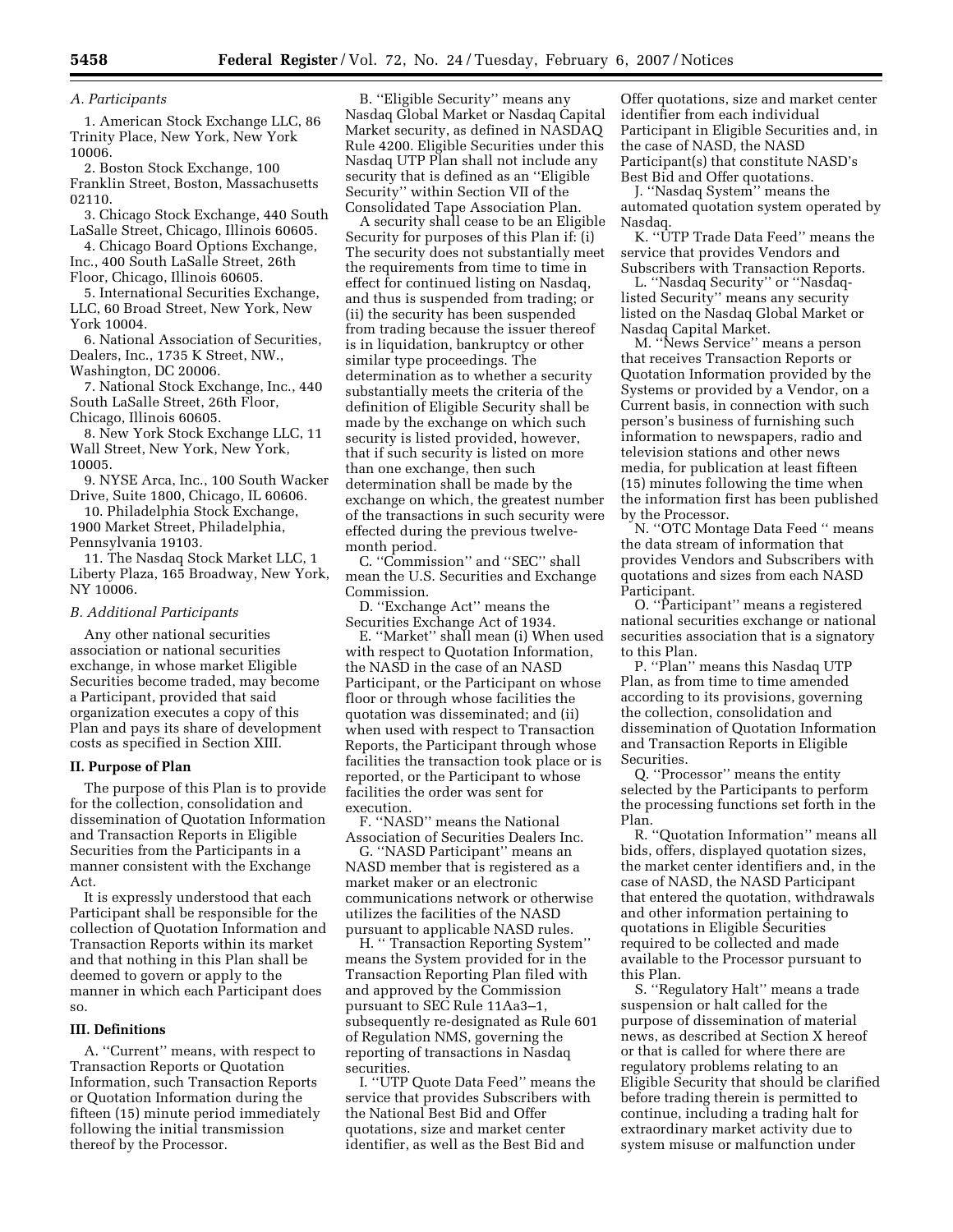*A. Participants*

1. American Stock Exchange LLC, 86 Trinity Place, New York, New York 10006.

2. Boston Stock Exchange, 100 Franklin Street, Boston, Massachusetts 02110.

3. Chicago Stock Exchange, 440 South LaSalle Street, Chicago, Illinois 60605.

4. Chicago Board Options Exchange, Inc., 400 South LaSalle Street, 26th Floor, Chicago, Illinois 60605.

5. International Securities Exchange, LLC, 60 Broad Street, New York, New York 10004.

6. National Association of Securities, Dealers, Inc., 1735 K Street, NW., Washington, DC 20006.

7. National Stock Exchange, Inc., 440 South LaSalle Street, 26th Floor, Chicago, Illinois 60605.

8. New York Stock Exchange LLC, 11 Wall Street, New York, New York, 10005.

9. NYSE Arca, Inc., 100 South Wacker Drive, Suite 1800, Chicago, IL 60606.

10. Philadelphia Stock Exchange, 1900 Market Street, Philadelphia, Pennsylvania 19103.

11. The Nasdaq Stock Market LLC, 1 Liberty Plaza, 165 Broadway, New York, NY 10006.

*B. Additional Participants*

Any other national securities association or national securities exchange, in whose market Eligible Securities become traded, may become a Participant, provided that said organization executes a copy of this Plan and pays its share of development costs as specified in Section XIII.

**II. Purpose of Plan**

The purpose of this Plan is to provide for the collection, consolidation and dissemination of Quotation Information and Transaction Reports in Eligible Securities from the Participants in a manner consistent with the Exchange Act.

It is expressly understood that each Participant shall be responsible for the collection of Quotation Information and Transaction Reports within its market and that nothing in this Plan shall be deemed to govern or apply to the manner in which each Participant does so.

**III. Definitions**

A. ''Current'' means, with respect to Transaction Reports or Quotation Information, such Transaction Reports or Quotation Information during the fifteen (15) minute period immediately following the initial transmission thereof by the Processor.

B. ''Eligible Security'' means any Nasdaq Global Market or Nasdaq Capital Market security, as defined in NASDAQ Rule 4200. Eligible Securities under this Nasdaq UTP Plan shall not include any security that is defined as an ''Eligible Security'' within Section VII of the Consolidated Tape Association Plan.

A security shall cease to be an Eligible Security for purposes of this Plan if: (i) The security does not substantially meet the requirements from time to time in effect for continued listing on Nasdaq, and thus is suspended from trading; or (ii) the security has been suspended from trading because the issuer thereof is in liquidation, bankruptcy or other similar type proceedings. The determination as to whether a security substantially meets the criteria of the definition of Eligible Security shall be made by the exchange on which such security is listed provided, however, that if such security is listed on more than one exchange, then such determination shall be made by the exchange on which, the greatest number of the transactions in such security were effected during the previous twelve-month period.

C. ''Commission'' and ''SEC'' shall mean the U.S. Securities and Exchange Commission.

D. ''Exchange Act'' means the Securities Exchange Act of 1934.

E. ''Market'' shall mean (i) When used with respect to Quotation Information, the NASD in the case of an NASD Participant, or the Participant on whose floor or through whose facilities the quotation was disseminated; and (ii) when used with respect to Transaction Reports, the Participant through whose facilities the transaction took place or is reported, or the Participant to whose facilities the order was sent for execution.

F. ''NASD'' means the National Association of Securities Dealers Inc.

G. ''NASD Participant'' means an NASD member that is registered as a market maker or an electronic communications network or otherwise utilizes the facilities of the NASD pursuant to applicable NASD rules.

H. '' Transaction Reporting System'' means the System provided for in the Transaction Reporting Plan filed with and approved by the Commission pursuant to SEC Rule 11Aa3–1, subsequently re-designated as Rule 601 of Regulation NMS, governing the reporting of transactions in Nasdaq securities.

I. ''UTP Quote Data Feed'' means the service that provides Subscribers with the National Best Bid and Offer quotations, size and market center identifier, as well as the Best Bid and Offer quotations, size and market center identifier from each individual Participant in Eligible Securities and, in the case of NASD, the NASD Participant(s) that constitute NASD's Best Bid and Offer quotations.

J. ''Nasdaq System'' means the automated quotation system operated by Nasdaq.

K. ''UTP Trade Data Feed'' means the service that provides Vendors and Subscribers with Transaction Reports.

L. ''Nasdaq Security'' or ''Nasdaq-listed Security'' means any security listed on the Nasdaq Global Market or Nasdaq Capital Market.

M. ''News Service'' means a person that receives Transaction Reports or Quotation Information provided by the Systems or provided by a Vendor, on a Current basis, in connection with such person's business of furnishing such information to newspapers, radio and television stations and other news media, for publication at least fifteen (15) minutes following the time when the information first has been published by the Processor.

N. ''OTC Montage Data Feed '' means the data stream of information that provides Vendors and Subscribers with quotations and sizes from each NASD Participant.

O. ''Participant'' means a registered national securities exchange or national securities association that is a signatory to this Plan.

P. ''Plan'' means this Nasdaq UTP Plan, as from time to time amended according to its provisions, governing the collection, consolidation and dissemination of Quotation Information and Transaction Reports in Eligible Securities.

Q. ''Processor'' means the entity selected by the Participants to perform the processing functions set forth in the Plan.

R. ''Quotation Information'' means all bids, offers, displayed quotation sizes, the market center identifiers and, in the case of NASD, the NASD Participant that entered the quotation, withdrawals and other information pertaining to quotations in Eligible Securities required to be collected and made available to the Processor pursuant to this Plan.

S. ''Regulatory Halt'' means a trade suspension or halt called for the purpose of dissemination of material news, as described at Section X hereof or that is called for where there are regulatory problems relating to an Eligible Security that should be clarified before trading therein is permitted to continue, including a trading halt for extraordinary market activity due to system misuse or malfunction under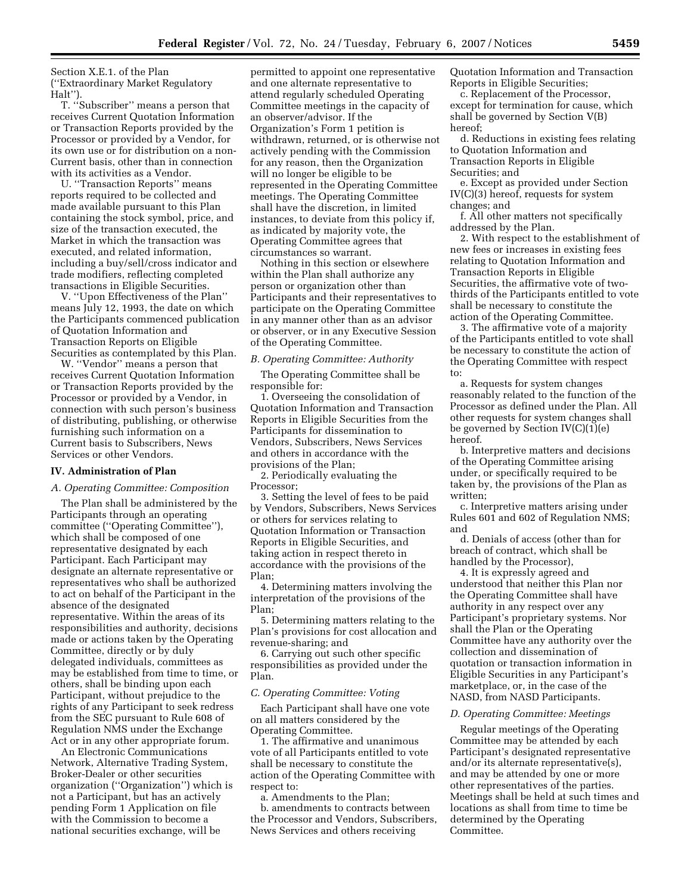Section X.E.1. of the Plan (''Extraordinary Market Regulatory Halt'').

T. ''Subscriber'' means a person that receives Current Quotation Information or Transaction Reports provided by the Processor or provided by a Vendor, for its own use or for distribution on a non-Current basis, other than in connection with its activities as a Vendor.

U. ''Transaction Reports'' means reports required to be collected and made available pursuant to this Plan containing the stock symbol, price, and size of the transaction executed, the Market in which the transaction was executed, and related information, including a buy/sell/cross indicator and trade modifiers, reflecting completed transactions in Eligible Securities.

V. ''Upon Effectiveness of the Plan'' means July 12, 1993, the date on which the Participants commenced publication of Quotation Information and Transaction Reports on Eligible Securities as contemplated by this Plan.

W. ''Vendor'' means a person that receives Current Quotation Information or Transaction Reports provided by the Processor or provided by a Vendor, in connection with such person's business of distributing, publishing, or otherwise furnishing such information on a Current basis to Subscribers, News Services or other Vendors.

## IV. Administration of Plan

### *A. Operating Committee: Composition*

The Plan shall be administered by the Participants through an operating committee (''Operating Committee''), which shall be composed of one representative designated by each Participant. Each Participant may designate an alternate representative or representatives who shall be authorized to act on behalf of the Participant in the absence of the designated representative. Within the areas of its responsibilities and authority, decisions made or actions taken by the Operating Committee, directly or by duly delegated individuals, committees as may be established from time to time, or others, shall be binding upon each Participant, without prejudice to the rights of any Participant to seek redress from the SEC pursuant to Rule 608 of Regulation NMS under the Exchange Act or in any other appropriate forum.

An Electronic Communications Network, Alternative Trading System, Broker-Dealer or other securities organization (''Organization'') which is not a Participant, but has an actively pending Form 1 Application on file with the Commission to become a national securities exchange, will be permitted to appoint one representative and one alternate representative to attend regularly scheduled Operating Committee meetings in the capacity of an observer/advisor. If the Organization's Form 1 petition is withdrawn, returned, or is otherwise not actively pending with the Commission for any reason, then the Organization will no longer be eligible to be represented in the Operating Committee meetings. The Operating Committee shall have the discretion, in limited instances, to deviate from this policy if, as indicated by majority vote, the Operating Committee agrees that circumstances so warrant.

Nothing in this section or elsewhere within the Plan shall authorize any person or organization other than Participants and their representatives to participate on the Operating Committee in any manner other than as an advisor or observer, or in any Executive Session of the Operating Committee.

### *B. Operating Committee: Authority*

The Operating Committee shall be responsible for:

1. Overseeing the consolidation of Quotation Information and Transaction Reports in Eligible Securities from the Participants for dissemination to Vendors, Subscribers, News Services and others in accordance with the provisions of the Plan;

2. Periodically evaluating the Processor;

3. Setting the level of fees to be paid by Vendors, Subscribers, News Services or others for services relating to Quotation Information or Transaction Reports in Eligible Securities, and taking action in respect thereto in accordance with the provisions of the Plan;

4. Determining matters involving the interpretation of the provisions of the Plan;

5. Determining matters relating to the Plan's provisions for cost allocation and revenue-sharing; and

6. Carrying out such other specific responsibilities as provided under the Plan.

### *C. Operating Committee: Voting*

Each Participant shall have one vote on all matters considered by the Operating Committee.

1. The affirmative and unanimous vote of all Participants entitled to vote shall be necessary to constitute the action of the Operating Committee with respect to:

a. Amendments to the Plan;

b. amendments to contracts between the Processor and Vendors, Subscribers, News Services and others receiving Quotation Information and Transaction Reports in Eligible Securities;

c. Replacement of the Processor, except for termination for cause, which shall be governed by Section V(B) hereof;

d. Reductions in existing fees relating to Quotation Information and Transaction Reports in Eligible Securities; and

e. Except as provided under Section IV(C)(3) hereof, requests for system changes; and

f. All other matters not specifically addressed by the Plan.

2. With respect to the establishment of new fees or increases in existing fees relating to Quotation Information and Transaction Reports in Eligible Securities, the affirmative vote of two-thirds of the Participants entitled to vote shall be necessary to constitute the action of the Operating Committee.

3. The affirmative vote of a majority of the Participants entitled to vote shall be necessary to constitute the action of the Operating Committee with respect to:

a. Requests for system changes reasonably related to the function of the Processor as defined under the Plan. All other requests for system changes shall be governed by Section IV(C)(1)(e) hereof.

b. Interpretive matters and decisions of the Operating Committee arising under, or specifically required to be taken by, the provisions of the Plan as written;

c. Interpretive matters arising under Rules 601 and 602 of Regulation NMS; and

d. Denials of access (other than for breach of contract, which shall be handled by the Processor),

4. It is expressly agreed and understood that neither this Plan nor the Operating Committee shall have authority in any respect over any Participant's proprietary systems. Nor shall the Plan or the Operating Committee have any authority over the collection and dissemination of quotation or transaction information in Eligible Securities in any Participant's marketplace, or, in the case of the NASD, from NASD Participants.

### *D. Operating Committee: Meetings*

Regular meetings of the Operating Committee may be attended by each Participant's designated representative and/or its alternate representative(s), and may be attended by one or more other representatives of the parties. Meetings shall be held at such times and locations as shall from time to time be determined by the Operating Committee.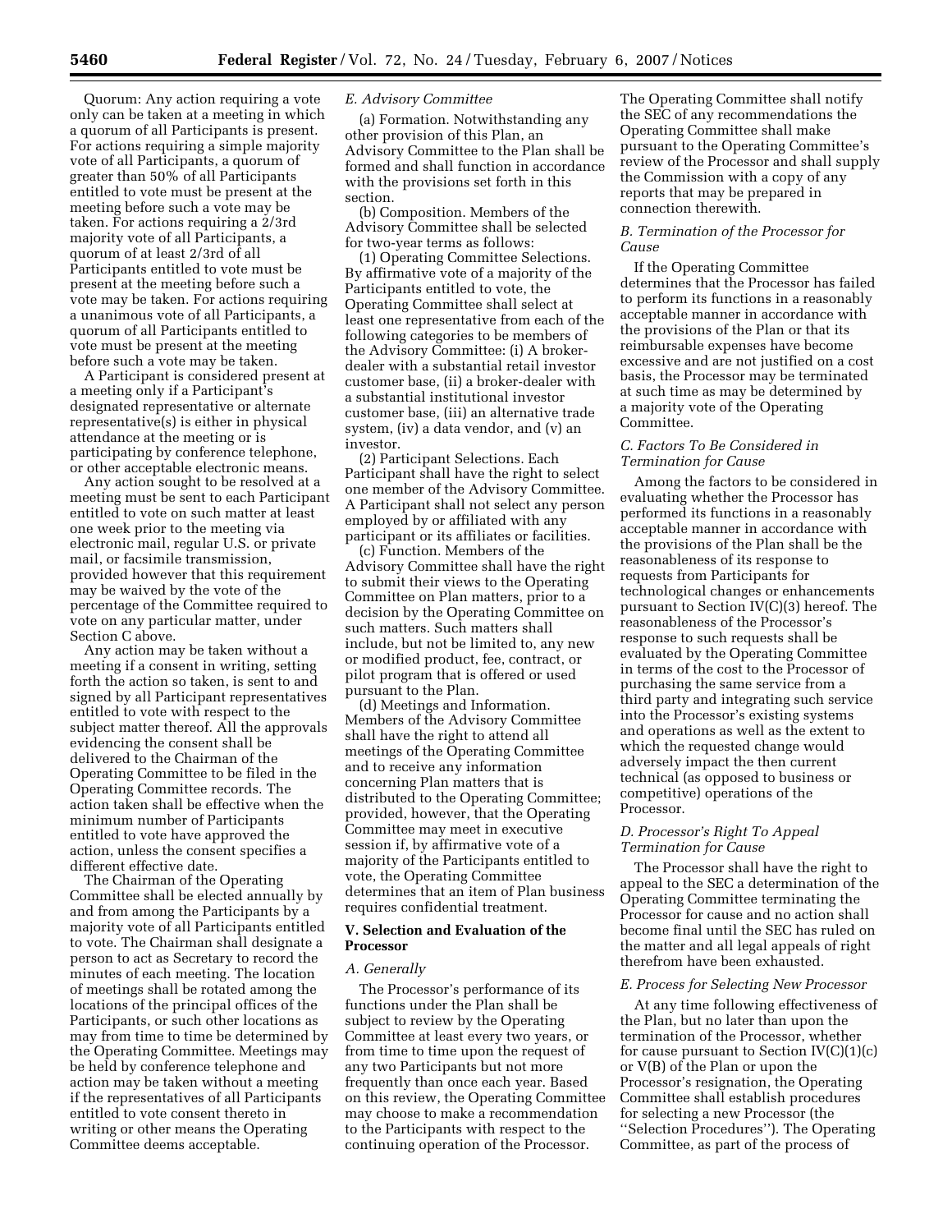Quorum: Any action requiring a vote only can be taken at a meeting in which a quorum of all Participants is present. For actions requiring a simple majority vote of all Participants, a quorum of greater than 50% of all Participants entitled to vote must be present at the meeting before such a vote may be taken. For actions requiring a 2/3rd majority vote of all Participants, a quorum of at least 2/3rd of all Participants entitled to vote must be present at the meeting before such a vote may be taken. For actions requiring a unanimous vote of all Participants, a quorum of all Participants entitled to vote must be present at the meeting before such a vote may be taken.

A Participant is considered present at a meeting only if a Participant's designated representative or alternate representative(s) is either in physical attendance at the meeting or is participating by conference telephone, or other acceptable electronic means.

Any action sought to be resolved at a meeting must be sent to each Participant entitled to vote on such matter at least one week prior to the meeting via electronic mail, regular U.S. or private mail, or facsimile transmission, provided however that this requirement may be waived by the vote of the percentage of the Committee required to vote on any particular matter, under Section C above.

Any action may be taken without a meeting if a consent in writing, setting forth the action so taken, is sent to and signed by all Participant representatives entitled to vote with respect to the subject matter thereof. All the approvals evidencing the consent shall be delivered to the Chairman of the Operating Committee to be filed in the Operating Committee records. The action taken shall be effective when the minimum number of Participants entitled to vote have approved the action, unless the consent specifies a different effective date.

The Chairman of the Operating Committee shall be elected annually by and from among the Participants by a majority vote of all Participants entitled to vote. The Chairman shall designate a person to act as Secretary to record the minutes of each meeting. The location of meetings shall be rotated among the locations of the principal offices of the Participants, or such other locations as may from time to time be determined by the Operating Committee. Meetings may be held by conference telephone and action may be taken without a meeting if the representatives of all Participants entitled to vote consent thereto in writing or other means the Operating Committee deems acceptable.

*E. Advisory Committee*

(a) Formation. Notwithstanding any other provision of this Plan, an Advisory Committee to the Plan shall be formed and shall function in accordance with the provisions set forth in this section.

(b) Composition. Members of the Advisory Committee shall be selected for two-year terms as follows:

(1) Operating Committee Selections. By affirmative vote of a majority of the Participants entitled to vote, the Operating Committee shall select at least one representative from each of the following categories to be members of the Advisory Committee: (i) A broker-dealer with a substantial retail investor customer base, (ii) a broker-dealer with a substantial institutional investor customer base, (iii) an alternative trade system, (iv) a data vendor, and (v) an investor.

(2) Participant Selections. Each Participant shall have the right to select one member of the Advisory Committee. A Participant shall not select any person employed by or affiliated with any participant or its affiliates or facilities.

(c) Function. Members of the Advisory Committee shall have the right to submit their views to the Operating Committee on Plan matters, prior to a decision by the Operating Committee on such matters. Such matters shall include, but not be limited to, any new or modified product, fee, contract, or pilot program that is offered or used pursuant to the Plan.

(d) Meetings and Information. Members of the Advisory Committee shall have the right to attend all meetings of the Operating Committee and to receive any information concerning Plan matters that is distributed to the Operating Committee; provided, however, that the Operating Committee may meet in executive session if, by affirmative vote of a majority of the Participants entitled to vote, the Operating Committee determines that an item of Plan business requires confidential treatment.

**V. Selection and Evaluation of the Processor**

*A. Generally*

The Processor's performance of its functions under the Plan shall be subject to review by the Operating Committee at least every two years, or from time to time upon the request of any two Participants but not more frequently than once each year. Based on this review, the Operating Committee may choose to make a recommendation to the Participants with respect to the continuing operation of the Processor. The Operating Committee shall notify the SEC of any recommendations the Operating Committee shall make pursuant to the Operating Committee's review of the Processor and shall supply the Commission with a copy of any reports that may be prepared in connection therewith.

*B. Termination of the Processor for Cause*

If the Operating Committee determines that the Processor has failed to perform its functions in a reasonably acceptable manner in accordance with the provisions of the Plan or that its reimbursable expenses have become excessive and are not justified on a cost basis, the Processor may be terminated at such time as may be determined by a majority vote of the Operating Committee.

*C. Factors To Be Considered in Termination for Cause*

Among the factors to be considered in evaluating whether the Processor has performed its functions in a reasonably acceptable manner in accordance with the provisions of the Plan shall be the reasonableness of its response to requests from Participants for technological changes or enhancements pursuant to Section IV(C)(3) hereof. The reasonableness of the Processor's response to such requests shall be evaluated by the Operating Committee in terms of the cost to the Processor of purchasing the same service from a third party and integrating such service into the Processor's existing systems and operations as well as the extent to which the requested change would adversely impact the then current technical (as opposed to business or competitive) operations of the Processor.

*D. Processor's Right To Appeal Termination for Cause*

The Processor shall have the right to appeal to the SEC a determination of the Operating Committee terminating the Processor for cause and no action shall become final until the SEC has ruled on the matter and all legal appeals of right therefrom have been exhausted.

*E. Process for Selecting New Processor*

At any time following effectiveness of the Plan, but no later than upon the termination of the Processor, whether for cause pursuant to Section IV(C)(1)(c) or V(B) of the Plan or upon the Processor's resignation, the Operating Committee shall establish procedures for selecting a new Processor (the "Selection Procedures"). The Operating Committee, as part of the process of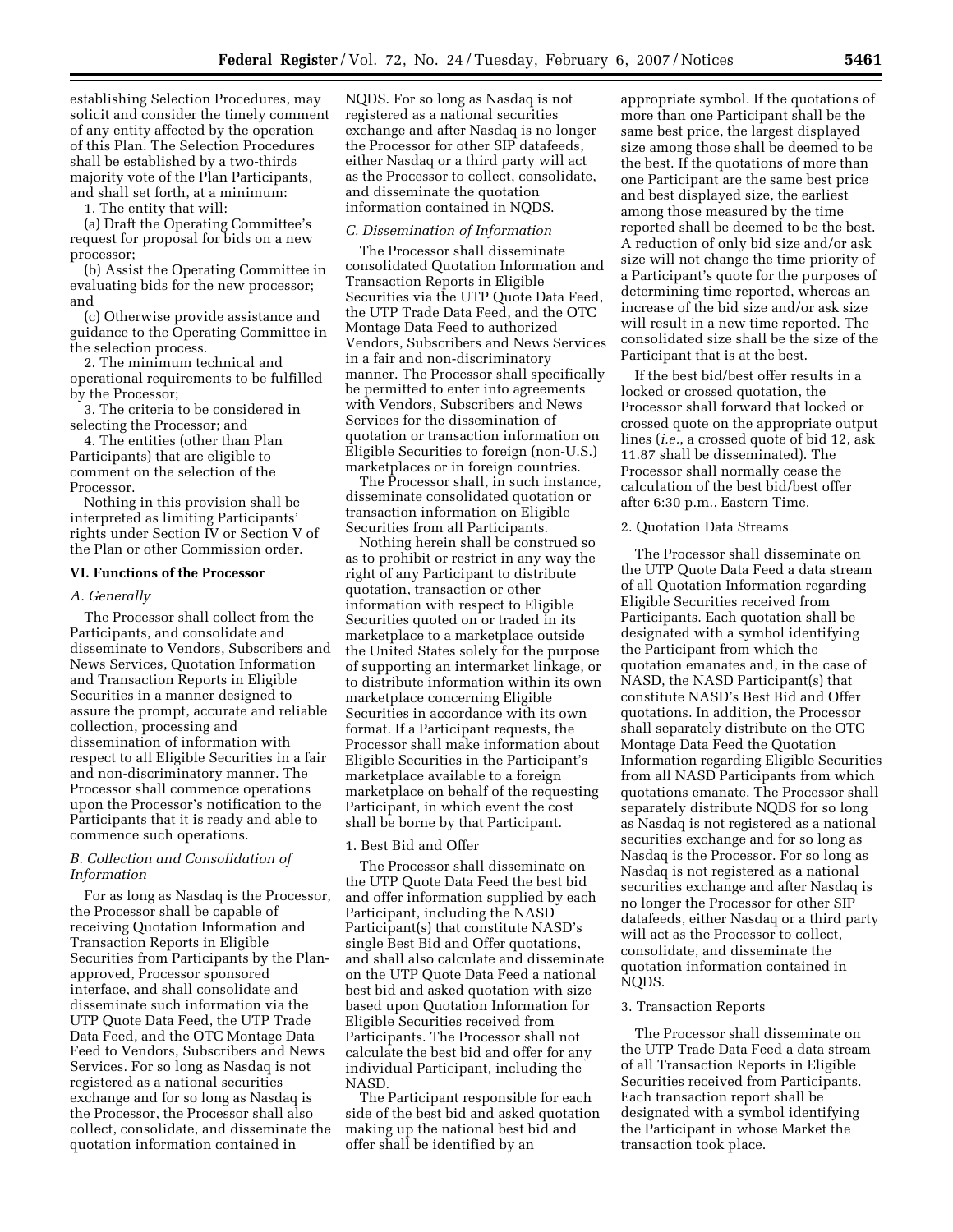establishing Selection Procedures, may solicit and consider the timely comment of any entity affected by the operation of this Plan. The Selection Procedures shall be established by a two-thirds majority vote of the Plan Participants, and shall set forth, at a minimum:

1. The entity that will:

(a) Draft the Operating Committee's request for proposal for bids on a new processor;

(b) Assist the Operating Committee in evaluating bids for the new processor; and

(c) Otherwise provide assistance and guidance to the Operating Committee in the selection process.

2. The minimum technical and operational requirements to be fulfilled by the Processor;

3. The criteria to be considered in selecting the Processor; and

4. The entities (other than Plan Participants) that are eligible to comment on the selection of the Processor.

Nothing in this provision shall be interpreted as limiting Participants' rights under Section IV or Section V of the Plan or other Commission order.

## VI. Functions of the Processor

### A. Generally

The Processor shall collect from the Participants, and consolidate and disseminate to Vendors, Subscribers and News Services, Quotation Information and Transaction Reports in Eligible Securities in a manner designed to assure the prompt, accurate and reliable collection, processing and dissemination of information with respect to all Eligible Securities in a fair and non-discriminatory manner. The Processor shall commence operations upon the Processor's notification to the Participants that it is ready and able to commence such operations.

### B. Collection and Consolidation of Information

For as long as Nasdaq is the Processor, the Processor shall be capable of receiving Quotation Information and Transaction Reports in Eligible Securities from Participants by the Plan-approved, Processor sponsored interface, and shall consolidate and disseminate such information via the UTP Quote Data Feed, the UTP Trade Data Feed, and the OTC Montage Data Feed to Vendors, Subscribers and News Services. For so long as Nasdaq is not registered as a national securities exchange and for so long as Nasdaq is the Processor, the Processor shall also collect, consolidate, and disseminate the quotation information contained in NQDS. For so long as Nasdaq is not registered as a national securities exchange and after Nasdaq is no longer the Processor for other SIP datafeeds, either Nasdaq or a third party will act as the Processor to collect, consolidate, and disseminate the quotation information contained in NQDS.

### C. Dissemination of Information

The Processor shall disseminate consolidated Quotation Information and Transaction Reports in Eligible Securities via the UTP Quote Data Feed, the UTP Trade Data Feed, and the OTC Montage Data Feed to authorized Vendors, Subscribers and News Services in a fair and non-discriminatory manner. The Processor shall specifically be permitted to enter into agreements with Vendors, Subscribers and News Services for the dissemination of quotation or transaction information on Eligible Securities to foreign (non-U.S.) marketplaces or in foreign countries.

The Processor shall, in such instance, disseminate consolidated quotation or transaction information on Eligible Securities from all Participants.

Nothing herein shall be construed so as to prohibit or restrict in any way the right of any Participant to distribute quotation, transaction or other information with respect to Eligible Securities quoted on or traded in its marketplace to a marketplace outside the United States solely for the purpose of supporting an intermarket linkage, or to distribute information within its own marketplace concerning Eligible Securities in accordance with its own format. If a Participant requests, the Processor shall make information about Eligible Securities in the Participant's marketplace available to a foreign marketplace on behalf of the requesting Participant, in which event the cost shall be borne by that Participant.

#### 1. Best Bid and Offer

The Processor shall disseminate on the UTP Quote Data Feed the best bid and offer information supplied by each Participant, including the NASD Participant(s) that constitute NASD's single Best Bid and Offer quotations, and shall also calculate and disseminate on the UTP Quote Data Feed a national best bid and asked quotation with size based upon Quotation Information for Eligible Securities received from Participants. The Processor shall not calculate the best bid and offer for any individual Participant, including the NASD.

The Participant responsible for each side of the best bid and asked quotation making up the national best bid and offer shall be identified by an appropriate symbol. If the quotations of more than one Participant shall be the same best price, the largest displayed size among those shall be deemed to be the best. If the quotations of more than one Participant are the same best price and best displayed size, the earliest among those measured by the time reported shall be deemed to be the best. A reduction of only bid size and/or ask size will not change the time priority of a Participant's quote for the purposes of determining time reported, whereas an increase of the bid size and/or ask size will result in a new time reported. The consolidated size shall be the size of the Participant that is at the best.

If the best bid/best offer results in a locked or crossed quotation, the Processor shall forward that locked or crossed quote on the appropriate output lines (*i.e.*, a crossed quote of bid 12, ask 11.87 shall be disseminated). The Processor shall normally cease the calculation of the best bid/best offer after 6:30 p.m., Eastern Time.

#### 2. Quotation Data Streams

The Processor shall disseminate on the UTP Quote Data Feed a data stream of all Quotation Information regarding Eligible Securities received from Participants. Each quotation shall be designated with a symbol identifying the Participant from which the quotation emanates and, in the case of NASD, the NASD Participant(s) that constitute NASD's Best Bid and Offer quotations. In addition, the Processor shall separately distribute on the OTC Montage Data Feed the Quotation Information regarding Eligible Securities from all NASD Participants from which quotations emanate. The Processor shall separately distribute NQDS for so long as Nasdaq is not registered as a national securities exchange and for so long as Nasdaq is the Processor. For so long as Nasdaq is not registered as a national securities exchange and after Nasdaq is no longer the Processor for other SIP datafeeds, either Nasdaq or a third party will act as the Processor to collect, consolidate, and disseminate the quotation information contained in NQDS.

#### 3. Transaction Reports

The Processor shall disseminate on the UTP Trade Data Feed a data stream of all Transaction Reports in Eligible Securities received from Participants. Each transaction report shall be designated with a symbol identifying the Participant in whose Market the transaction took place.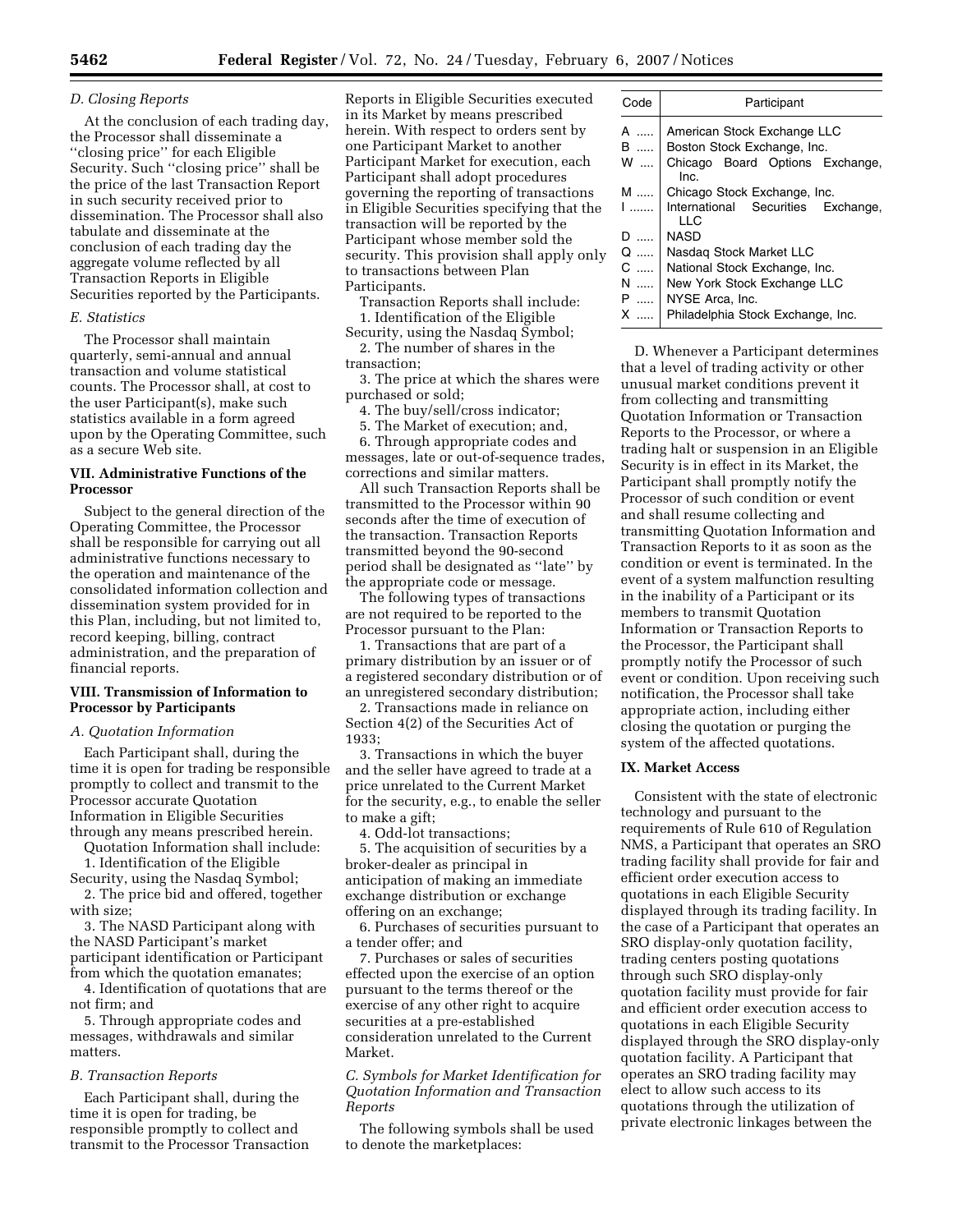### D. Closing Reports

At the conclusion of each trading day, the Processor shall disseminate a "closing price" for each Eligible Security. Such "closing price" shall be the price of the last Transaction Report in such security received prior to dissemination. The Processor shall also tabulate and disseminate at the conclusion of each trading day the aggregate volume reflected by all Transaction Reports in Eligible Securities reported by the Participants.

### E. Statistics

The Processor shall maintain quarterly, semi-annual and annual transaction and volume statistical counts. The Processor shall, at cost to the user Participant(s), make such statistics available in a form agreed upon by the Operating Committee, such as a secure Web site.

## VII. Administrative Functions of the Processor

Subject to the general direction of the Operating Committee, the Processor shall be responsible for carrying out all administrative functions necessary to the operation and maintenance of the consolidated information collection and dissemination system provided for in this Plan, including, but not limited to, record keeping, billing, contract administration, and the preparation of financial reports.

## VIII. Transmission of Information to Processor by Participants

### A. Quotation Information

Each Participant shall, during the time it is open for trading be responsible promptly to collect and transmit to the Processor accurate Quotation Information in Eligible Securities through any means prescribed herein.

Quotation Information shall include:

1. Identification of the Eligible Security, using the Nasdaq Symbol;
2. The price bid and offered, together with size;
3. The NASD Participant along with the NASD Participant's market participant identification or Participant from which the quotation emanates;
4. Identification of quotations that are not firm; and
5. Through appropriate codes and messages, withdrawals and similar matters.

### B. Transaction Reports

Each Participant shall, during the time it is open for trading, be responsible promptly to collect and transmit to the Processor Transaction Reports in Eligible Securities executed in its Market by means prescribed herein. With respect to orders sent by one Participant Market to another Participant Market for execution, each Participant shall adopt procedures governing the reporting of transactions in Eligible Securities specifying that the transaction will be reported by the Participant whose member sold the security. This provision shall apply only to transactions between Plan Participants.

Transaction Reports shall include:

1. Identification of the Eligible Security, using the Nasdaq Symbol;
2. The number of shares in the transaction;
3. The price at which the shares were purchased or sold;
4. The buy/sell/cross indicator;
5. The Market of execution; and,
6. Through appropriate codes and messages, late or out-of-sequence trades, corrections and similar matters.

All such Transaction Reports shall be transmitted to the Processor within 90 seconds after the time of execution of the transaction. Transaction Reports transmitted beyond the 90-second period shall be designated as "late" by the appropriate code or message.

The following types of transactions are not required to be reported to the Processor pursuant to the Plan:

1. Transactions that are part of a primary distribution by an issuer or of a registered secondary distribution or of an unregistered secondary distribution;
2. Transactions made in reliance on Section 4(2) of the Securities Act of 1933;
3. Transactions in which the buyer and the seller have agreed to trade at a price unrelated to the Current Market for the security, e.g., to enable the seller to make a gift;
4. Odd-lot transactions;
5. The acquisition of securities by a broker-dealer as principal in anticipation of making an immediate exchange distribution or exchange offering on an exchange;
6. Purchases of securities pursuant to a tender offer; and
7. Purchases or sales of securities effected upon the exercise of an option pursuant to the terms thereof or the exercise of any other right to acquire securities at a pre-established consideration unrelated to the Current Market.

### C. Symbols for Market Identification for Quotation Information and Transaction Reports

The following symbols shall be used to denote the marketplaces:

| Code | Participant |
|---|---|
| A | American Stock Exchange LLC |
| B | Boston Stock Exchange, Inc. |
| W | Chicago Board Options Exchange, Inc. |
| M | Chicago Stock Exchange, Inc. |
| I | International Securities Exchange, LLC |
| D | NASD |
| Q | Nasdaq Stock Market LLC |
| C | National Stock Exchange, Inc. |
| N | New York Stock Exchange LLC |
| P | NYSE Arca, Inc. |
| X | Philadelphia Stock Exchange, Inc. |

D. Whenever a Participant determines that a level of trading activity or other unusual market conditions prevent it from collecting and transmitting Quotation Information or Transaction Reports to the Processor, or where a trading halt or suspension in an Eligible Security is in effect in its Market, the Participant shall promptly notify the Processor of such condition or event and shall resume collecting and transmitting Quotation Information and Transaction Reports to it as soon as the condition or event is terminated. In the event of a system malfunction resulting in the inability of a Participant or its members to transmit Quotation Information or Transaction Reports to the Processor, the Participant shall promptly notify the Processor of such event or condition. Upon receiving such notification, the Processor shall take appropriate action, including either closing the quotation or purging the system of the affected quotations.

## IX. Market Access

Consistent with the state of electronic technology and pursuant to the requirements of Rule 610 of Regulation NMS, a Participant that operates an SRO trading facility shall provide for fair and efficient order execution access to quotations in each Eligible Security displayed through its trading facility. In the case of a Participant that operates an SRO display-only quotation facility, trading centers posting quotations through such SRO display-only quotation facility must provide for fair and efficient order execution access to quotations in each Eligible Security displayed through the SRO display-only quotation facility. A Participant that operates an SRO trading facility may elect to allow such access to its quotations through the utilization of private electronic linkages between the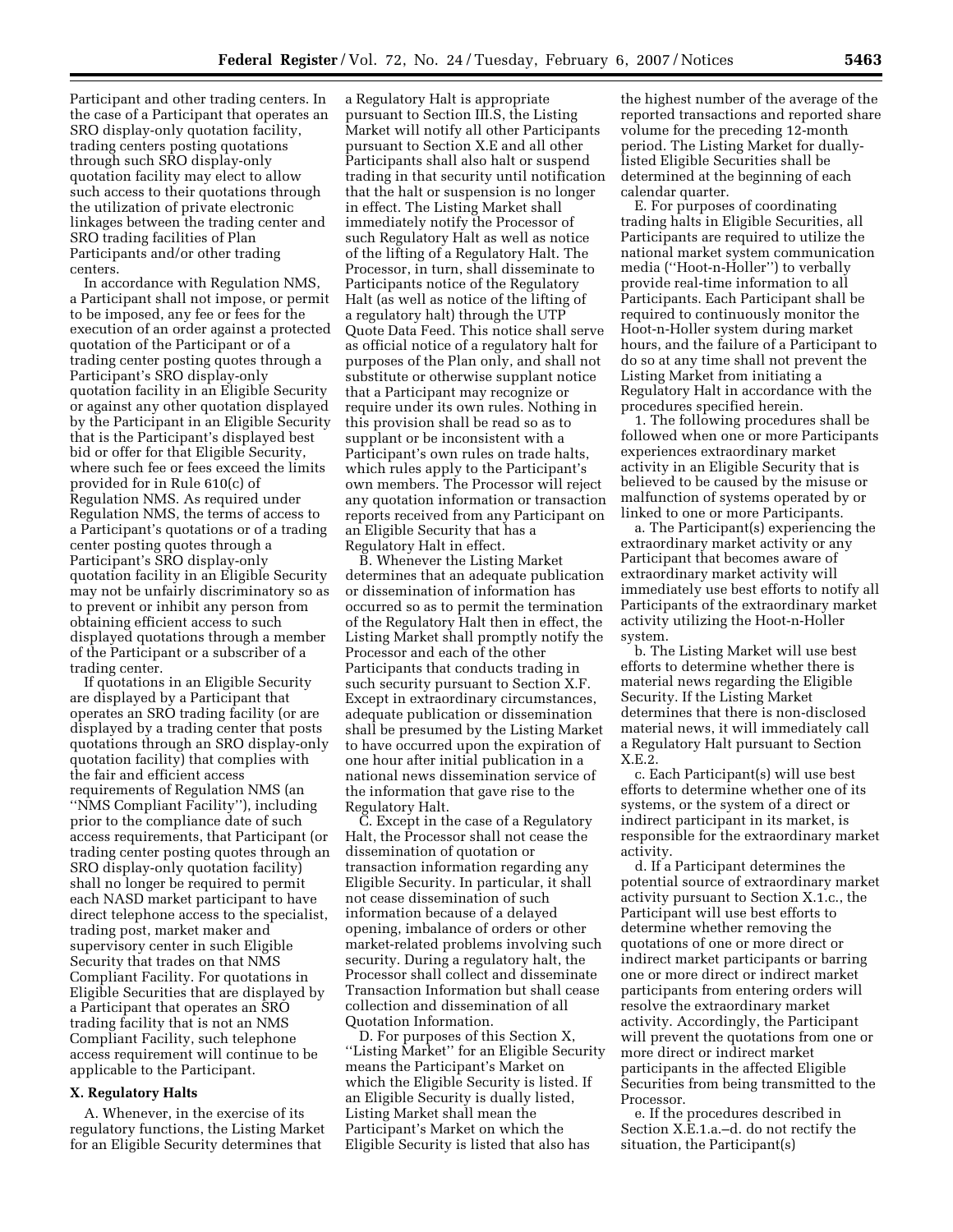Participant and other trading centers. In the case of a Participant that operates an SRO display-only quotation facility, trading centers posting quotations through such SRO display-only quotation facility may elect to allow such access to their quotations through the utilization of private electronic linkages between the trading center and SRO trading facilities of Plan Participants and/or other trading centers.

In accordance with Regulation NMS, a Participant shall not impose, or permit to be imposed, any fee or fees for the execution of an order against a protected quotation of the Participant or of a trading center posting quotes through a Participant's SRO display-only quotation facility in an Eligible Security or against any other quotation displayed by the Participant in an Eligible Security that is the Participant's displayed best bid or offer for that Eligible Security, where such fee or fees exceed the limits provided for in Rule 610(c) of Regulation NMS. As required under Regulation NMS, the terms of access to a Participant's quotations or of a trading center posting quotes through a Participant's SRO display-only quotation facility in an Eligible Security may not be unfairly discriminatory so as to prevent or inhibit any person from obtaining efficient access to such displayed quotations through a member of the Participant or a subscriber of a trading center.

If quotations in an Eligible Security are displayed by a Participant that operates an SRO trading facility (or are displayed by a trading center that posts quotations through an SRO display-only quotation facility) that complies with the fair and efficient access requirements of Regulation NMS (an "NMS Compliant Facility"), including prior to the compliance date of such access requirements, that Participant (or trading center posting quotes through an SRO display-only quotation facility) shall no longer be required to permit each NASD market participant to have direct telephone access to the specialist, trading post, market maker and supervisory center in such Eligible Security that trades on that NMS Compliant Facility. For quotations in Eligible Securities that are displayed by a Participant that operates an SRO trading facility that is not an NMS Compliant Facility, such telephone access requirement will continue to be applicable to the Participant.

**X. Regulatory Halts**

A. Whenever, in the exercise of its regulatory functions, the Listing Market for an Eligible Security determines that a Regulatory Halt is appropriate pursuant to Section III.S, the Listing Market will notify all other Participants pursuant to Section X.E and all other Participants shall also halt or suspend trading in that security until notification that the halt or suspension is no longer in effect. The Listing Market shall immediately notify the Processor of such Regulatory Halt as well as notice of the lifting of a Regulatory Halt. The Processor, in turn, shall disseminate to Participants notice of the Regulatory Halt (as well as notice of the lifting of a regulatory halt) through the UTP Quote Data Feed. This notice shall serve as official notice of a regulatory halt for purposes of the Plan only, and shall not substitute or otherwise supplant notice that a Participant may recognize or require under its own rules. Nothing in this provision shall be read so as to supplant or be inconsistent with a Participant's own rules on trade halts, which rules apply to the Participant's own members. The Processor will reject any quotation information or transaction reports received from any Participant on an Eligible Security that has a Regulatory Halt in effect.

B. Whenever the Listing Market determines that an adequate publication or dissemination of information has occurred so as to permit the termination of the Regulatory Halt then in effect, the Listing Market shall promptly notify the Processor and each of the other Participants that conducts trading in such security pursuant to Section X.F. Except in extraordinary circumstances, adequate publication or dissemination shall be presumed by the Listing Market to have occurred upon the expiration of one hour after initial publication in a national news dissemination service of the information that gave rise to the Regulatory Halt.

C. Except in the case of a Regulatory Halt, the Processor shall not cease the dissemination of quotation or transaction information regarding any Eligible Security. In particular, it shall not cease dissemination of such information because of a delayed opening, imbalance of orders or other market-related problems involving such security. During a regulatory halt, the Processor shall collect and disseminate Transaction Information but shall cease collection and dissemination of all Quotation Information.

D. For purposes of this Section X, "Listing Market" for an Eligible Security means the Participant's Market on which the Eligible Security is listed. If an Eligible Security is dually listed, Listing Market shall mean the Participant's Market on which the Eligible Security is listed that also has the highest number of the average of the reported transactions and reported share volume for the preceding 12-month period. The Listing Market for dually-listed Eligible Securities shall be determined at the beginning of each calendar quarter.

E. For purposes of coordinating trading halts in Eligible Securities, all Participants are required to utilize the national market system communication media ("Hoot-n-Holler") to verbally provide real-time information to all Participants. Each Participant shall be required to continuously monitor the Hoot-n-Holler system during market hours, and the failure of a Participant to do so at any time shall not prevent the Listing Market from initiating a Regulatory Halt in accordance with the procedures specified herein.

1. The following procedures shall be followed when one or more Participants experiences extraordinary market activity in an Eligible Security that is believed to be caused by the misuse or malfunction of systems operated by or linked to one or more Participants.

a. The Participant(s) experiencing the extraordinary market activity or any Participant that becomes aware of extraordinary market activity will immediately use best efforts to notify all Participants of the extraordinary market activity utilizing the Hoot-n-Holler system.

b. The Listing Market will use best efforts to determine whether there is material news regarding the Eligible Security. If the Listing Market determines that there is non-disclosed material news, it will immediately call a Regulatory Halt pursuant to Section X.E.2.

c. Each Participant(s) will use best efforts to determine whether one of its systems, or the system of a direct or indirect participant in its market, is responsible for the extraordinary market activity.

d. If a Participant determines the potential source of extraordinary market activity pursuant to Section X.1.c., the Participant will use best efforts to determine whether removing the quotations of one or more direct or indirect market participants or barring one or more direct or indirect market participants from entering orders will resolve the extraordinary market activity. Accordingly, the Participant will prevent the quotations from one or more direct or indirect market participants in the affected Eligible Securities from being transmitted to the Processor.

e. If the procedures described in Section X.E.1.a.–d. do not rectify the situation, the Participant(s)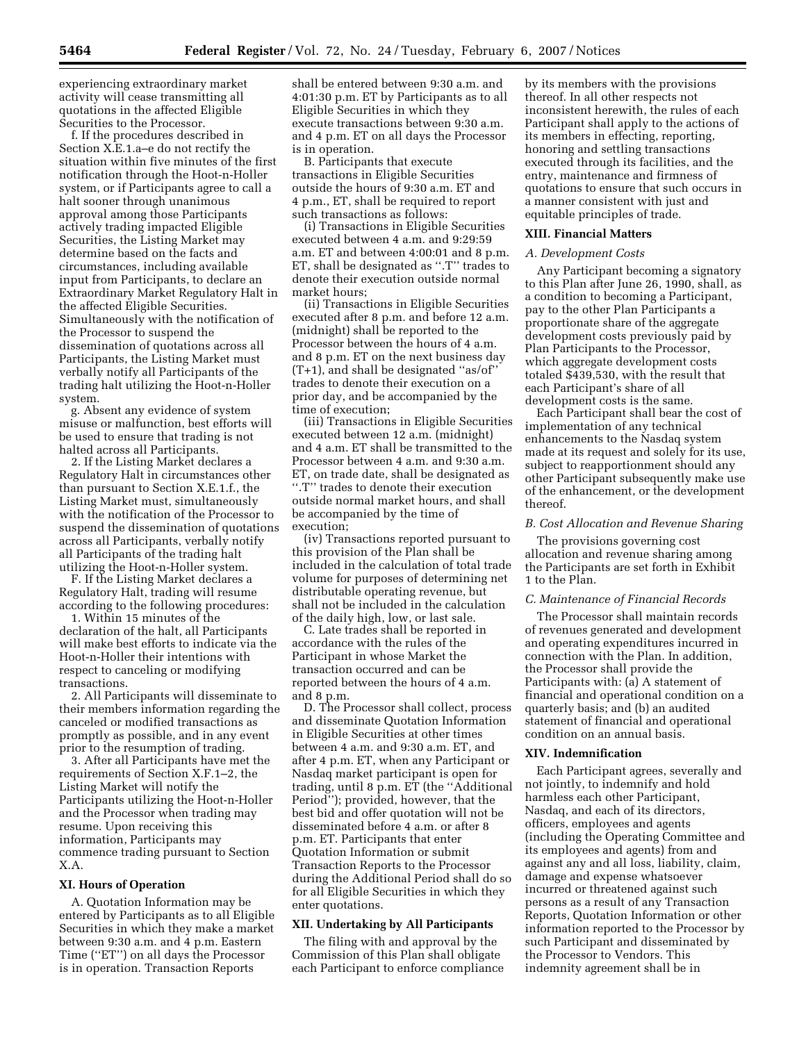experiencing extraordinary market activity will cease transmitting all quotations in the affected Eligible Securities to the Processor.

f. If the procedures described in Section X.E.1.a–e do not rectify the situation within five minutes of the first notification through the Hoot-n-Holler system, or if Participants agree to call a halt sooner through unanimous approval among those Participants actively trading impacted Eligible Securities, the Listing Market may determine based on the facts and circumstances, including available input from Participants, to declare an Extraordinary Market Regulatory Halt in the affected Eligible Securities. Simultaneously with the notification of the Processor to suspend the dissemination of quotations across all Participants, the Listing Market must verbally notify all Participants of the trading halt utilizing the Hoot-n-Holler system.

g. Absent any evidence of system misuse or malfunction, best efforts will be used to ensure that trading is not halted across all Participants.

2. If the Listing Market declares a Regulatory Halt in circumstances other than pursuant to Section X.E.1.f., the Listing Market must, simultaneously with the notification of the Processor to suspend the dissemination of quotations across all Participants, verbally notify all Participants of the trading halt utilizing the Hoot-n-Holler system.

F. If the Listing Market declares a Regulatory Halt, trading will resume according to the following procedures:

1. Within 15 minutes of the declaration of the halt, all Participants will make best efforts to indicate via the Hoot-n-Holler their intentions with respect to canceling or modifying transactions.

2. All Participants will disseminate to their members information regarding the canceled or modified transactions as promptly as possible, and in any event prior to the resumption of trading.

3. After all Participants have met the requirements of Section X.F.1–2, the Listing Market will notify the Participants utilizing the Hoot-n-Holler and the Processor when trading may resume. Upon receiving this information, Participants may commence trading pursuant to Section X.A.

## XI. Hours of Operation

A. Quotation Information may be entered by Participants as to all Eligible Securities in which they make a market between 9:30 a.m. and 4 p.m. Eastern Time (''ET'') on all days the Processor is in operation. Transaction Reports shall be entered between 9:30 a.m. and 4:01:30 p.m. ET by Participants as to all Eligible Securities in which they execute transactions between 9:30 a.m. and 4 p.m. ET on all days the Processor is in operation.

B. Participants that execute transactions in Eligible Securities outside the hours of 9:30 a.m. ET and 4 p.m., ET, shall be required to report such transactions as follows:

(i) Transactions in Eligible Securities executed between 4 a.m. and 9:29:59 a.m. ET and between 4:00:01 and 8 p.m. ET, shall be designated as ''.T'' trades to denote their execution outside normal market hours;

(ii) Transactions in Eligible Securities executed after 8 p.m. and before 12 a.m. (midnight) shall be reported to the Processor between the hours of 4 a.m. and 8 p.m. ET on the next business day (T+1), and shall be designated ''as/of'' trades to denote their execution on a prior day, and be accompanied by the time of execution;

(iii) Transactions in Eligible Securities executed between 12 a.m. (midnight) and 4 a.m. ET shall be transmitted to the Processor between 4 a.m. and 9:30 a.m. ET, on trade date, shall be designated as ''.T'' trades to denote their execution outside normal market hours, and shall be accompanied by the time of execution;

(iv) Transactions reported pursuant to this provision of the Plan shall be included in the calculation of total trade volume for purposes of determining net distributable operating revenue, but shall not be included in the calculation of the daily high, low, or last sale.

C. Late trades shall be reported in accordance with the rules of the Participant in whose Market the transaction occurred and can be reported between the hours of 4 a.m. and 8 p.m.

D. The Processor shall collect, process and disseminate Quotation Information in Eligible Securities at other times between 4 a.m. and 9:30 a.m. ET, and after 4 p.m. ET, when any Participant or Nasdaq market participant is open for trading, until 8 p.m. ET (the ''Additional Period''); provided, however, that the best bid and offer quotation will not be disseminated before 4 a.m. or after 8 p.m. ET. Participants that enter Quotation Information or submit Transaction Reports to the Processor during the Additional Period shall do so for all Eligible Securities in which they enter quotations.

## XII. Undertaking by All Participants

The filing with and approval by the Commission of this Plan shall obligate each Participant to enforce compliance by its members with the provisions thereof. In all other respects not inconsistent herewith, the rules of each Participant shall apply to the actions of its members in effecting, reporting, honoring and settling transactions executed through its facilities, and the entry, maintenance and firmness of quotations to ensure that such occurs in a manner consistent with just and equitable principles of trade.

## XIII. Financial Matters

### *A. Development Costs*

Any Participant becoming a signatory to this Plan after June 26, 1990, shall, as a condition to becoming a Participant, pay to the other Plan Participants a proportionate share of the aggregate development costs previously paid by Plan Participants to the Processor, which aggregate development costs totaled $439,530, with the result that each Participant's share of all development costs is the same.

Each Participant shall bear the cost of implementation of any technical enhancements to the Nasdaq system made at its request and solely for its use, subject to reapportionment should any other Participant subsequently make use of the enhancement, or the development thereof.

### *B. Cost Allocation and Revenue Sharing*

The provisions governing cost allocation and revenue sharing among the Participants are set forth in Exhibit 1 to the Plan.

### *C. Maintenance of Financial Records*

The Processor shall maintain records of revenues generated and development and operating expenditures incurred in connection with the Plan. In addition, the Processor shall provide the Participants with: (a) A statement of financial and operational condition on a quarterly basis; and (b) an audited statement of financial and operational condition on an annual basis.

## XIV. Indemnification

Each Participant agrees, severally and not jointly, to indemnify and hold harmless each other Participant, Nasdaq, and each of its directors, officers, employees and agents (including the Operating Committee and its employees and agents) from and against any and all loss, liability, claim, damage and expense whatsoever incurred or threatened against such persons as a result of any Transaction Reports, Quotation Information or other information reported to the Processor by such Participant and disseminated by the Processor to Vendors. This indemnity agreement shall be in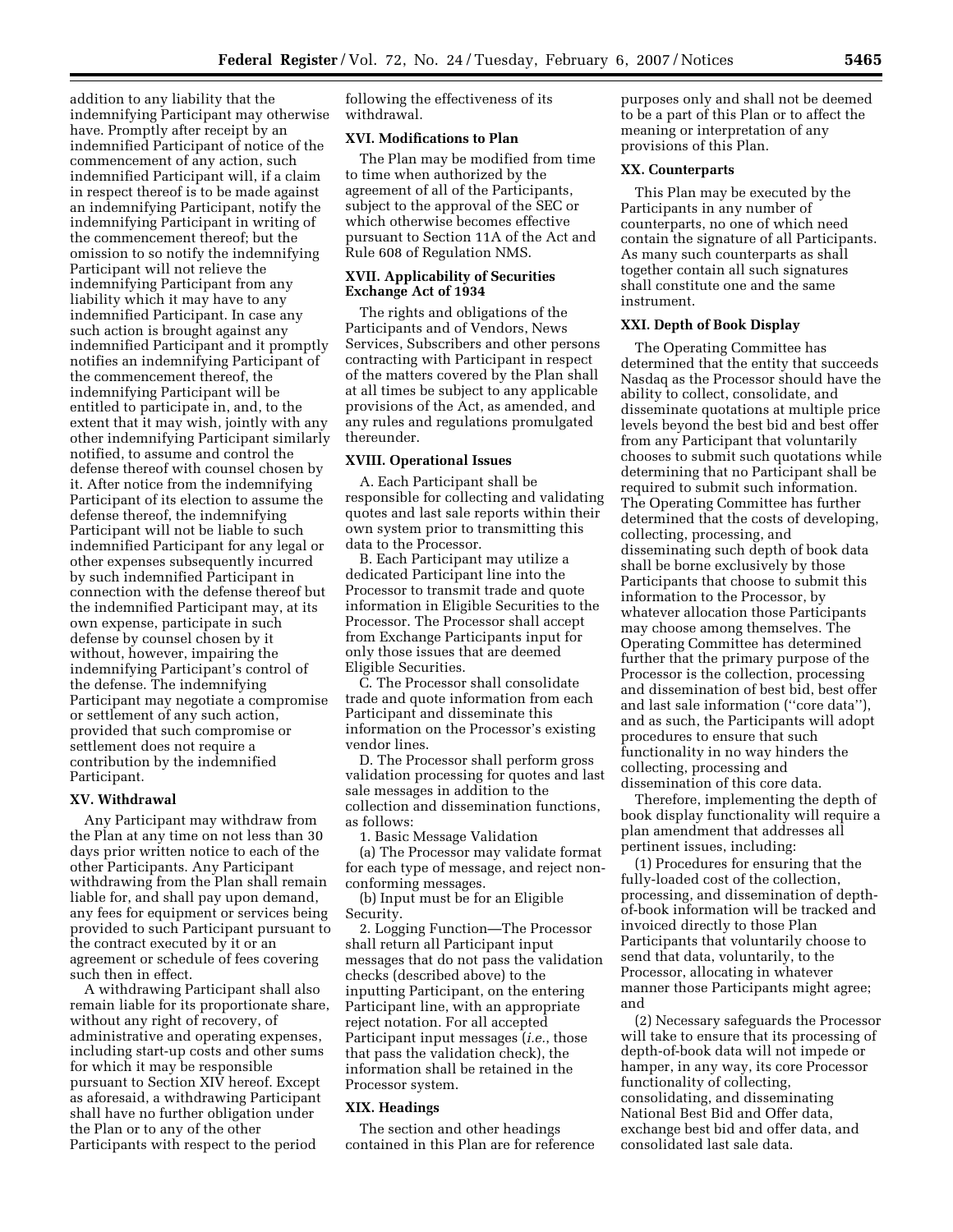addition to any liability that the indemnifying Participant may otherwise have. Promptly after receipt by an indemnified Participant of notice of the commencement of any action, such indemnified Participant will, if a claim in respect thereof is to be made against an indemnifying Participant, notify the indemnifying Participant in writing of the commencement thereof; but the omission to so notify the indemnifying Participant will not relieve the indemnifying Participant from any liability which it may have to any indemnified Participant. In case any such action is brought against any indemnified Participant and it promptly notifies an indemnifying Participant of the commencement thereof, the indemnifying Participant will be entitled to participate in, and, to the extent that it may wish, jointly with any other indemnifying Participant similarly notified, to assume and control the defense thereof with counsel chosen by it. After notice from the indemnifying Participant of its election to assume the defense thereof, the indemnifying Participant will not be liable to such indemnified Participant for any legal or other expenses subsequently incurred by such indemnified Participant in connection with the defense thereof but the indemnified Participant may, at its own expense, participate in such defense by counsel chosen by it without, however, impairing the indemnifying Participant's control of the defense. The indemnifying Participant may negotiate a compromise or settlement of any such action, provided that such compromise or settlement does not require a contribution by the indemnified Participant.

### XV. Withdrawal

Any Participant may withdraw from the Plan at any time on not less than 30 days prior written notice to each of the other Participants. Any Participant withdrawing from the Plan shall remain liable for, and shall pay upon demand, any fees for equipment or services being provided to such Participant pursuant to the contract executed by it or an agreement or schedule of fees covering such then in effect.

A withdrawing Participant shall also remain liable for its proportionate share, without any right of recovery, of administrative and operating expenses, including start-up costs and other sums for which it may be responsible pursuant to Section XIV hereof. Except as aforesaid, a withdrawing Participant shall have no further obligation under the Plan or to any of the other Participants with respect to the period following the effectiveness of its withdrawal.

### XVI. Modifications to Plan

The Plan may be modified from time to time when authorized by the agreement of all of the Participants, subject to the approval of the SEC or which otherwise becomes effective pursuant to Section 11A of the Act and Rule 608 of Regulation NMS.

### XVII. Applicability of Securities Exchange Act of 1934

The rights and obligations of the Participants and of Vendors, News Services, Subscribers and other persons contracting with Participant in respect of the matters covered by the Plan shall at all times be subject to any applicable provisions of the Act, as amended, and any rules and regulations promulgated thereunder.

### XVIII. Operational Issues

A. Each Participant shall be responsible for collecting and validating quotes and last sale reports within their own system prior to transmitting this data to the Processor.

B. Each Participant may utilize a dedicated Participant line into the Processor to transmit trade and quote information in Eligible Securities to the Processor. The Processor shall accept from Exchange Participants input for only those issues that are deemed Eligible Securities.

C. The Processor shall consolidate trade and quote information from each Participant and disseminate this information on the Processor's existing vendor lines.

D. The Processor shall perform gross validation processing for quotes and last sale messages in addition to the collection and dissemination functions, as follows:

1. Basic Message Validation

(a) The Processor may validate format for each type of message, and reject non-conforming messages.

(b) Input must be for an Eligible Security.

2. Logging Function—The Processor shall return all Participant input messages that do not pass the validation checks (described above) to the inputting Participant, on the entering Participant line, with an appropriate reject notation. For all accepted Participant input messages (*i.e.*, those that pass the validation check), the information shall be retained in the Processor system.

### XIX. Headings

The section and other headings contained in this Plan are for reference purposes only and shall not be deemed to be a part of this Plan or to affect the meaning or interpretation of any provisions of this Plan.

### XX. Counterparts

This Plan may be executed by the Participants in any number of counterparts, no one of which need contain the signature of all Participants. As many such counterparts as shall together contain all such signatures shall constitute one and the same instrument.

### XXI. Depth of Book Display

The Operating Committee has determined that the entity that succeeds Nasdaq as the Processor should have the ability to collect, consolidate, and disseminate quotations at multiple price levels beyond the best bid and best offer from any Participant that voluntarily chooses to submit such quotations while determining that no Participant shall be required to submit such information. The Operating Committee has further determined that the costs of developing, collecting, processing, and disseminating such depth of book data shall be borne exclusively by those Participants that choose to submit this information to the Processor, by whatever allocation those Participants may choose among themselves. The Operating Committee has determined further that the primary purpose of the Processor is the collection, processing and dissemination of best bid, best offer and last sale information (''core data''), and as such, the Participants will adopt procedures to ensure that such functionality in no way hinders the collecting, processing and dissemination of this core data.

Therefore, implementing the depth of book display functionality will require a plan amendment that addresses all pertinent issues, including:

(1) Procedures for ensuring that the fully-loaded cost of the collection, processing, and dissemination of depth-of-book information will be tracked and invoiced directly to those Plan Participants that voluntarily choose to send that data, voluntarily, to the Processor, allocating in whatever manner those Participants might agree; and

(2) Necessary safeguards the Processor will take to ensure that its processing of depth-of-book data will not impede or hamper, in any way, its core Processor functionality of collecting, consolidating, and disseminating National Best Bid and Offer data, exchange best bid and offer data, and consolidated last sale data.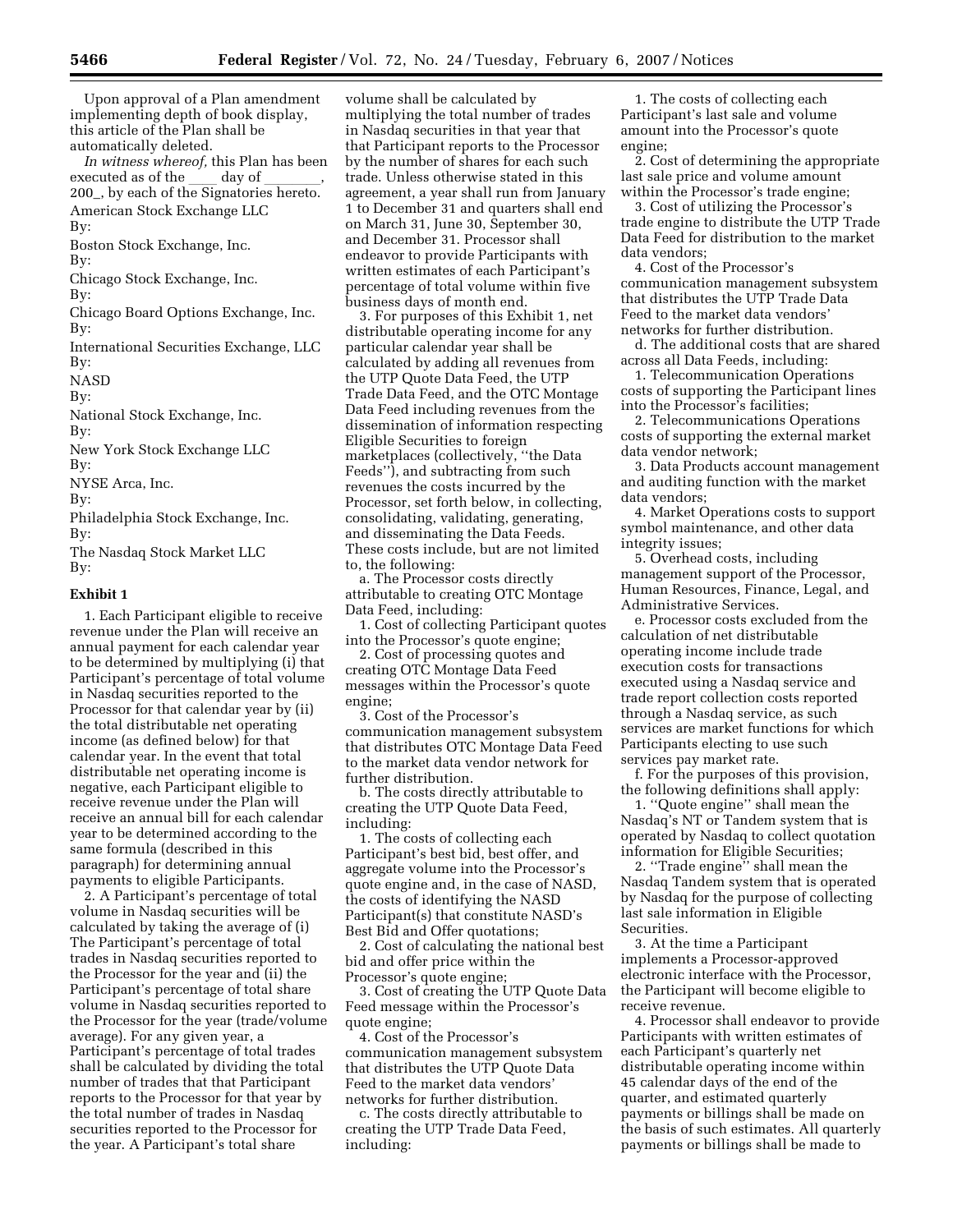Upon approval of a Plan amendment implementing depth of book display, this article of the Plan shall be automatically deleted.

*In witness whereof,* this Plan has been executed as of the ____ day of ________, 200_, by each of the Signatories hereto.

American Stock Exchange LLC

By:

Boston Stock Exchange, Inc.

By:

Chicago Stock Exchange, Inc.

By:

Chicago Board Options Exchange, Inc.

By:

International Securities Exchange, LLC

By:

NASD

By:

National Stock Exchange, Inc.

By:

New York Stock Exchange LLC

By:

NYSE Arca, Inc.

By:

Philadelphia Stock Exchange, Inc.

By:

The Nasdaq Stock Market LLC

By:

**Exhibit 1**

1. Each Participant eligible to receive revenue under the Plan will receive an annual payment for each calendar year to be determined by multiplying (i) that Participant's percentage of total volume in Nasdaq securities reported to the Processor for that calendar year by (ii) the total distributable net operating income (as defined below) for that calendar year. In the event that total distributable net operating income is negative, each Participant eligible to receive revenue under the Plan will receive an annual bill for each calendar year to be determined according to the same formula (described in this paragraph) for determining annual payments to eligible Participants.

2. A Participant's percentage of total volume in Nasdaq securities will be calculated by taking the average of (i) The Participant's percentage of total trades in Nasdaq securities reported to the Processor for the year and (ii) the Participant's percentage of total share volume in Nasdaq securities reported to the Processor for the year (trade/volume average). For any given year, a Participant's percentage of total trades shall be calculated by dividing the total number of trades that that Participant reports to the Processor for that year by the total number of trades in Nasdaq securities reported to the Processor for the year. A Participant's total share volume shall be calculated by multiplying the total number of trades in Nasdaq securities in that year that that Participant reports to the Processor by the number of shares for each such trade. Unless otherwise stated in this agreement, a year shall run from January 1 to December 31 and quarters shall end on March 31, June 30, September 30, and December 31. Processor shall endeavor to provide Participants with written estimates of each Participant's percentage of total volume within five business days of month end.

3. For purposes of this Exhibit 1, net distributable operating income for any particular calendar year shall be calculated by adding all revenues from the UTP Quote Data Feed, the UTP Trade Data Feed, and the OTC Montage Data Feed including revenues from the dissemination of information respecting Eligible Securities to foreign marketplaces (collectively, "the Data Feeds"), and subtracting from such revenues the costs incurred by the Processor, set forth below, in collecting, consolidating, validating, generating, and disseminating the Data Feeds. These costs include, but are not limited to, the following:

a. The Processor costs directly attributable to creating OTC Montage Data Feed, including:

1. Cost of collecting Participant quotes into the Processor's quote engine;

2. Cost of processing quotes and creating OTC Montage Data Feed messages within the Processor's quote engine;

3. Cost of the Processor's communication management subsystem that distributes OTC Montage Data Feed to the market data vendor network for further distribution.

b. The costs directly attributable to creating the UTP Quote Data Feed, including:

1. The costs of collecting each Participant's best bid, best offer, and aggregate volume into the Processor's quote engine and, in the case of NASD, the costs of identifying the NASD Participant(s) that constitute NASD's Best Bid and Offer quotations;

2. Cost of calculating the national best bid and offer price within the Processor's quote engine;

3. Cost of creating the UTP Quote Data Feed message within the Processor's quote engine;

4. Cost of the Processor's communication management subsystem that distributes the UTP Quote Data Feed to the market data vendors' networks for further distribution.

c. The costs directly attributable to creating the UTP Trade Data Feed, including:

1. The costs of collecting each Participant's last sale and volume amount into the Processor's quote engine;

2. Cost of determining the appropriate last sale price and volume amount within the Processor's trade engine;

3. Cost of utilizing the Processor's trade engine to distribute the UTP Trade Data Feed for distribution to the market data vendors;

4. Cost of the Processor's communication management subsystem that distributes the UTP Trade Data Feed to the market data vendors' networks for further distribution.

d. The additional costs that are shared across all Data Feeds, including:

1. Telecommunication Operations costs of supporting the Participant lines into the Processor's facilities;

2. Telecommunications Operations costs of supporting the external market data vendor network;

3. Data Products account management and auditing function with the market data vendors;

4. Market Operations costs to support symbol maintenance, and other data integrity issues;

5. Overhead costs, including management support of the Processor, Human Resources, Finance, Legal, and Administrative Services.

e. Processor costs excluded from the calculation of net distributable operating income include trade execution costs for transactions executed using a Nasdaq service and trade report collection costs reported through a Nasdaq service, as such services are market functions for which Participants electing to use such services pay market rate.

f. For the purposes of this provision, the following definitions shall apply:

1. "Quote engine" shall mean the Nasdaq's NT or Tandem system that is operated by Nasdaq to collect quotation information for Eligible Securities;

2. "Trade engine" shall mean the Nasdaq Tandem system that is operated by Nasdaq for the purpose of collecting last sale information in Eligible Securities.

3. At the time a Participant implements a Processor-approved electronic interface with the Processor, the Participant will become eligible to receive revenue.

4. Processor shall endeavor to provide Participants with written estimates of each Participant's quarterly net distributable operating income within 45 calendar days of the end of the quarter, and estimated quarterly payments or billings shall be made on the basis of such estimates. All quarterly payments or billings shall be made to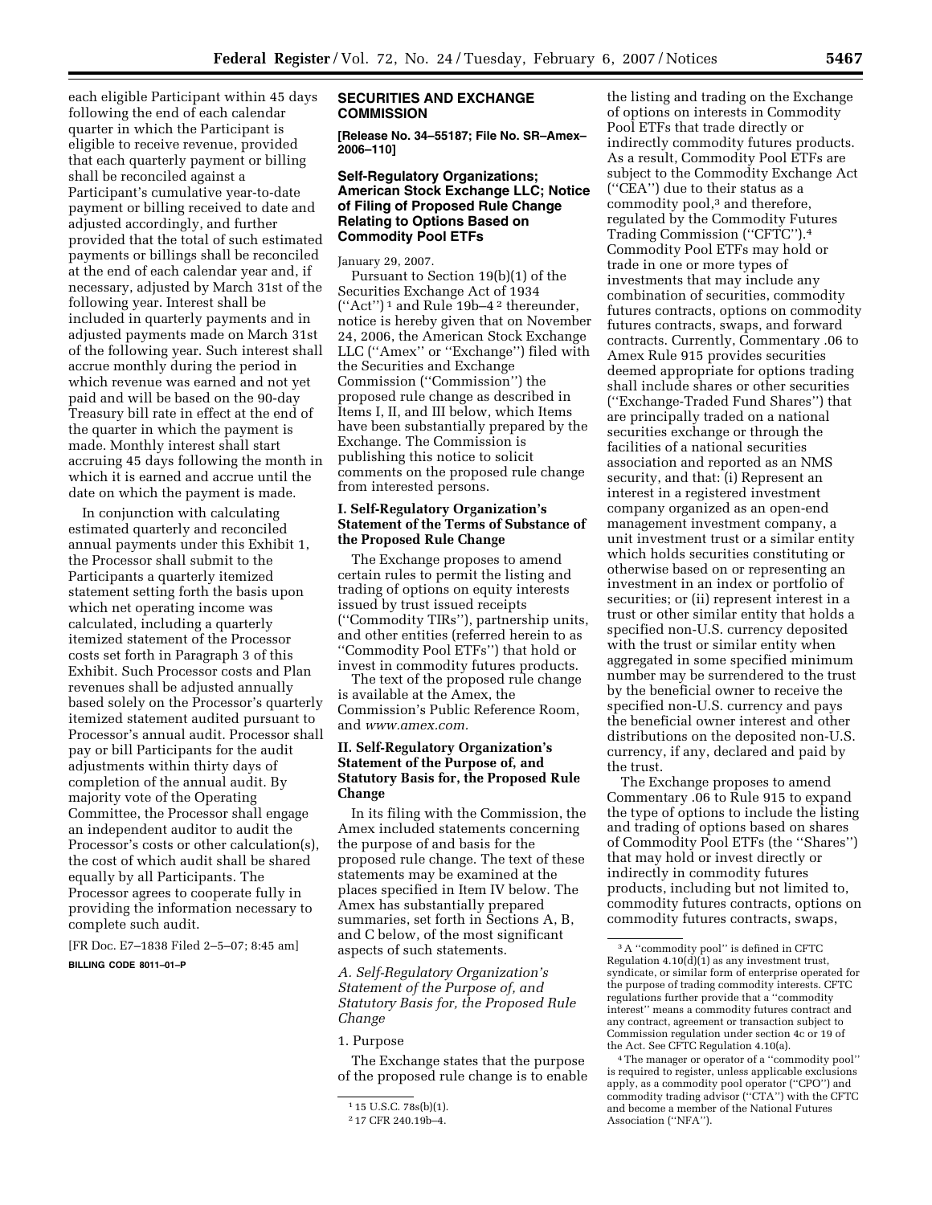each eligible Participant within 45 days following the end of each calendar quarter in which the Participant is eligible to receive revenue, provided that each quarterly payment or billing shall be reconciled against a Participant's cumulative year-to-date payment or billing received to date and adjusted accordingly, and further provided that the total of such estimated payments or billings shall be reconciled at the end of each calendar year and, if necessary, adjusted by March 31st of the following year. Interest shall be included in quarterly payments and in adjusted payments made on March 31st of the following year. Such interest shall accrue monthly during the period in which revenue was earned and not yet paid and will be based on the 90-day Treasury bill rate in effect at the end of the quarter in which the payment is made. Monthly interest shall start accruing 45 days following the month in which it is earned and accrue until the date on which the payment is made.

In conjunction with calculating estimated quarterly and reconciled annual payments under this Exhibit 1, the Processor shall submit to the Participants a quarterly itemized statement setting forth the basis upon which net operating income was calculated, including a quarterly itemized statement of the Processor costs set forth in Paragraph 3 of this Exhibit. Such Processor costs and Plan revenues shall be adjusted annually based solely on the Processor's quarterly itemized statement audited pursuant to Processor's annual audit. Processor shall pay or bill Participants for the audit adjustments within thirty days of completion of the annual audit. By majority vote of the Operating Committee, the Processor shall engage an independent auditor to audit the Processor's costs or other calculation(s), the cost of which audit shall be shared equally by all Participants. The Processor agrees to cooperate fully in providing the information necessary to complete such audit.

[FR Doc. E7–1838 Filed 2–5–07; 8:45 am]

**BILLING CODE 8011–01–P**

## SECURITIES AND EXCHANGE COMMISSION

**[Release No. 34–55187; File No. SR–Amex–2006–110]**

### Self-Regulatory Organizations; American Stock Exchange LLC; Notice of Filing of Proposed Rule Change Relating to Options Based on Commodity Pool ETFs

January 29, 2007.

Pursuant to Section 19(b)(1) of the Securities Exchange Act of 1934 (''Act'')[1] and Rule 19b–4[2] thereunder, notice is hereby given that on November 24, 2006, the American Stock Exchange LLC (''Amex'' or ''Exchange'') filed with the Securities and Exchange Commission (''Commission'') the proposed rule change as described in Items I, II, and III below, which Items have been substantially prepared by the Exchange. The Commission is publishing this notice to solicit comments on the proposed rule change from interested persons.

### I. Self-Regulatory Organization's Statement of the Terms of Substance of the Proposed Rule Change

The Exchange proposes to amend certain rules to permit the listing and trading of options on equity interests issued by trust issued receipts (''Commodity TIRs''), partnership units, and other entities (referred herein to as ''Commodity Pool ETFs'') that hold or invest in commodity futures products.

The text of the proposed rule change is available at the Amex, the Commission's Public Reference Room, and *www.amex.com.*

### II. Self-Regulatory Organization's Statement of the Purpose of, and Statutory Basis for, the Proposed Rule Change

In its filing with the Commission, the Amex included statements concerning the purpose of and basis for the proposed rule change. The text of these statements may be examined at the places specified in Item IV below. The Amex has substantially prepared summaries, set forth in Sections A, B, and C below, of the most significant aspects of such statements.

*A. Self-Regulatory Organization's Statement of the Purpose of, and Statutory Basis for, the Proposed Rule Change*

1. Purpose

The Exchange states that the purpose of the proposed rule change is to enable the listing and trading on the Exchange of options on interests in Commodity Pool ETFs that trade directly or indirectly commodity futures products. As a result, Commodity Pool ETFs are subject to the Commodity Exchange Act (''CEA'') due to their status as a commodity pool,[3] and therefore, regulated by the Commodity Futures Trading Commission (''CFTC'').[4] Commodity Pool ETFs may hold or trade in one or more types of investments that may include any combination of securities, commodity futures contracts, options on commodity futures contracts, swaps, and forward contracts. Currently, Commentary .06 to Amex Rule 915 provides securities deemed appropriate for options trading shall include shares or other securities (''Exchange-Traded Fund Shares'') that are principally traded on a national securities exchange or through the facilities of a national securities association and reported as an NMS security, and that: (i) Represent an interest in a registered investment company organized as an open-end management investment company, a unit investment trust or a similar entity which holds securities constituting or otherwise based on or representing an investment in an index or portfolio of securities; or (ii) represent interest in a trust or other similar entity that holds a specified non-U.S. currency deposited with the trust or similar entity when aggregated in some specified minimum number may be surrendered to the trust by the beneficial owner to receive the specified non-U.S. currency and pays the beneficial owner interest and other distributions on the deposited non-U.S. currency, if any, declared and paid by the trust.

The Exchange proposes to amend Commentary .06 to Rule 915 to expand the type of options to include the listing and trading of options based on shares of Commodity Pool ETFs (the ''Shares'') that may hold or invest directly or indirectly in commodity futures products, including but not limited to, commodity futures contracts, options on commodity futures contracts, swaps,

[1] 15 U.S.C. 78s(b)(1).

[2] 17 CFR 240.19b–4.

[3] A ''commodity pool'' is defined in CFTC Regulation 4.10(d)(1) as any investment trust, syndicate, or similar form of enterprise operated for the purpose of trading commodity interests. CFTC regulations further provide that a ''commodity interest'' means a commodity futures contract and any contract, agreement or transaction subject to Commission regulation under section 4c or 19 of the Act. See CFTC Regulation 4.10(a).

[4] The manager or operator of a ''commodity pool'' is required to register, unless applicable exclusions apply, as a commodity pool operator (''CPO'') and commodity trading advisor (''CTA'') with the CFTC and become a member of the National Futures Association (''NFA'').